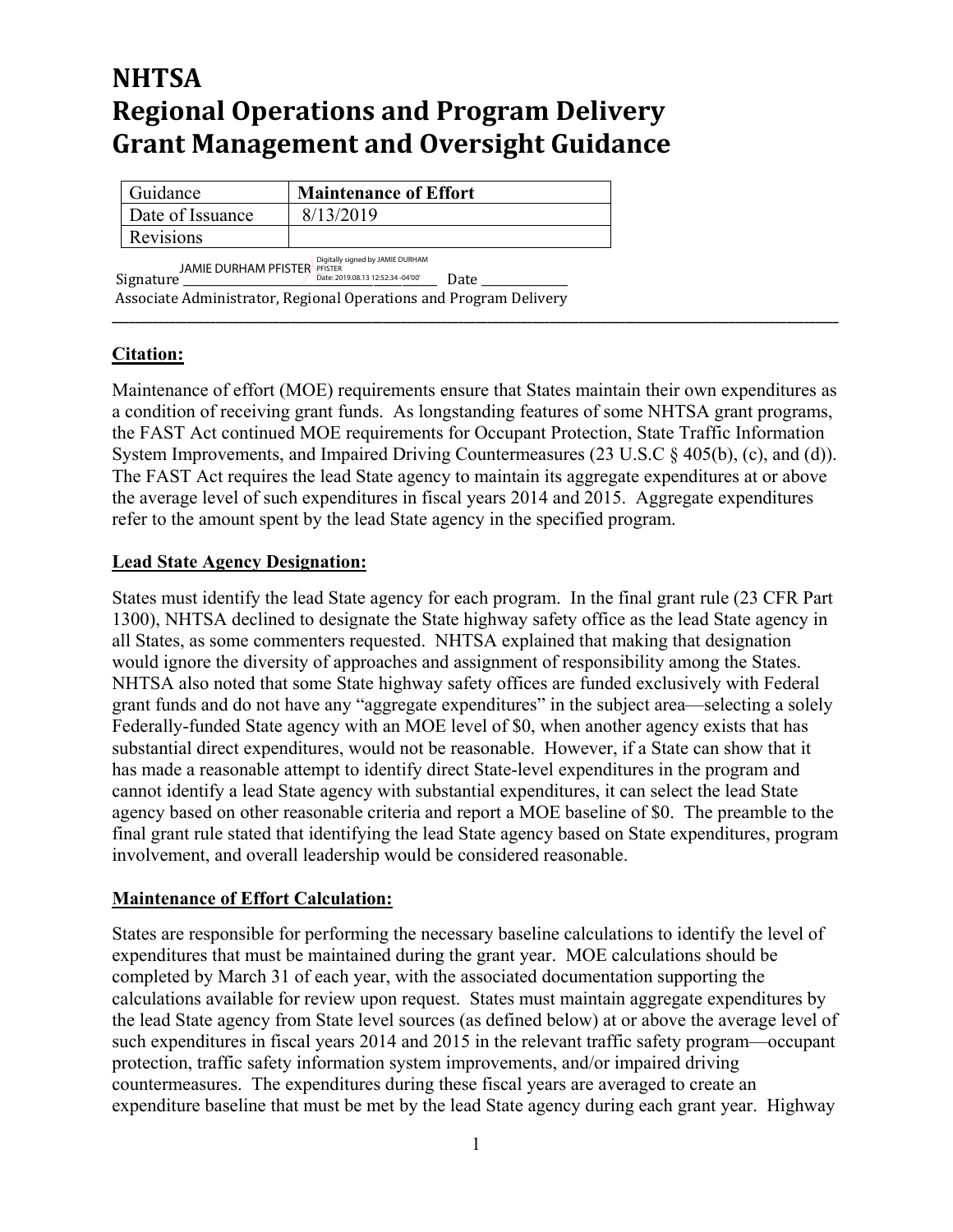# NHTSA
# Regional Operations and Program Delivery
# Grant Management and Oversight Guidance

| Guidance | **Maintenance of Effort** |
|---|---|
| Date of Issuance | 8/13/2019 |
| Revisions | |

Signature JAMIE DURHAM PFISTER Digitally signed by JAMIE DURHAM PFISTER Date: 2019.08.13 12:52:34 -04'00' Date ____________

Associate Administrator, Regional Operations and Program Delivery

---

**Citation:**

Maintenance of effort (MOE) requirements ensure that States maintain their own expenditures as a condition of receiving grant funds. As longstanding features of some NHTSA grant programs, the FAST Act continued MOE requirements for Occupant Protection, State Traffic Information System Improvements, and Impaired Driving Countermeasures (23 U.S.C § 405(b), (c), and (d)). The FAST Act requires the lead State agency to maintain its aggregate expenditures at or above the average level of such expenditures in fiscal years 2014 and 2015. Aggregate expenditures refer to the amount spent by the lead State agency in the specified program.

**Lead State Agency Designation:**

States must identify the lead State agency for each program. In the final grant rule (23 CFR Part 1300), NHTSA declined to designate the State highway safety office as the lead State agency in all States, as some commenters requested. NHTSA explained that making that designation would ignore the diversity of approaches and assignment of responsibility among the States. NHTSA also noted that some State highway safety offices are funded exclusively with Federal grant funds and do not have any "aggregate expenditures" in the subject area—selecting a solely Federally-funded State agency with an MOE level of $0, when another agency exists that has substantial direct expenditures, would not be reasonable. However, if a State can show that it has made a reasonable attempt to identify direct State-level expenditures in the program and cannot identify a lead State agency with substantial expenditures, it can select the lead State agency based on other reasonable criteria and report a MOE baseline of $0. The preamble to the final grant rule stated that identifying the lead State agency based on State expenditures, program involvement, and overall leadership would be considered reasonable.

**Maintenance of Effort Calculation:**

States are responsible for performing the necessary baseline calculations to identify the level of expenditures that must be maintained during the grant year. MOE calculations should be completed by March 31 of each year, with the associated documentation supporting the calculations available for review upon request. States must maintain aggregate expenditures by the lead State agency from State level sources (as defined below) at or above the average level of such expenditures in fiscal years 2014 and 2015 in the relevant traffic safety program—occupant protection, traffic safety information system improvements, and/or impaired driving countermeasures. The expenditures during these fiscal years are averaged to create an expenditure baseline that must be met by the lead State agency during each grant year. Highway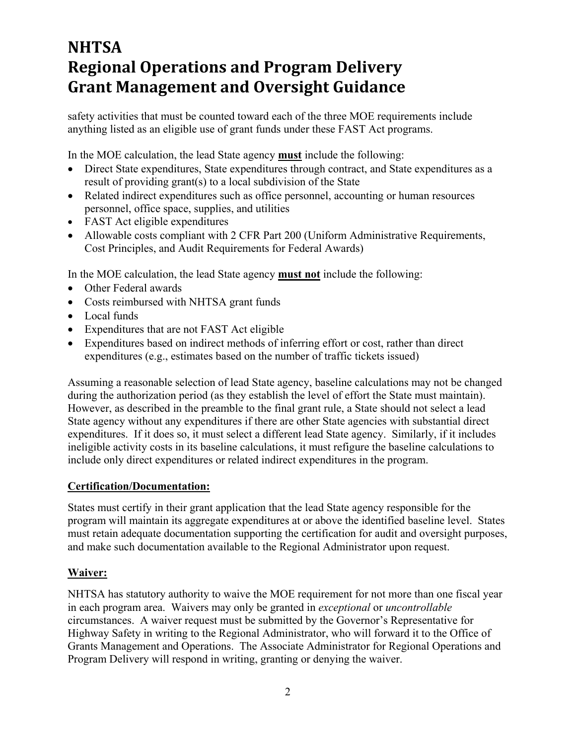safety activities that must be counted toward each of the three MOE requirements include anything listed as an eligible use of grant funds under these FAST Act programs.

In the MOE calculation, the lead State agency **must** include the following:

- Direct State expenditures, State expenditures through contract, and State expenditures as a result of providing grant(s) to a local subdivision of the State
- Related indirect expenditures such as office personnel, accounting or human resources personnel, office space, supplies, and utilities
- FAST Act eligible expenditures
- Allowable costs compliant with 2 CFR Part 200 (Uniform Administrative Requirements, Cost Principles, and Audit Requirements for Federal Awards)

In the MOE calculation, the lead State agency **must not** include the following:

- Other Federal awards
- Costs reimbursed with NHTSA grant funds
- Local funds
- Expenditures that are not FAST Act eligible
- Expenditures based on indirect methods of inferring effort or cost, rather than direct expenditures (e.g., estimates based on the number of traffic tickets issued)

Assuming a reasonable selection of lead State agency, baseline calculations may not be changed during the authorization period (as they establish the level of effort the State must maintain). However, as described in the preamble to the final grant rule, a State should not select a lead State agency without any expenditures if there are other State agencies with substantial direct expenditures. If it does so, it must select a different lead State agency. Similarly, if it includes ineligible activity costs in its baseline calculations, it must refigure the baseline calculations to include only direct expenditures or related indirect expenditures in the program.

**Certification/Documentation:**

States must certify in their grant application that the lead State agency responsible for the program will maintain its aggregate expenditures at or above the identified baseline level. States must retain adequate documentation supporting the certification for audit and oversight purposes, and make such documentation available to the Regional Administrator upon request.

**Waiver:**

NHTSA has statutory authority to waive the MOE requirement for not more than one fiscal year in each program area. Waivers may only be granted in *exceptional* or *uncontrollable* circumstances. A waiver request must be submitted by the Governor's Representative for Highway Safety in writing to the Regional Administrator, who will forward it to the Office of Grants Management and Operations. The Associate Administrator for Regional Operations and Program Delivery will respond in writing, granting or denying the waiver.